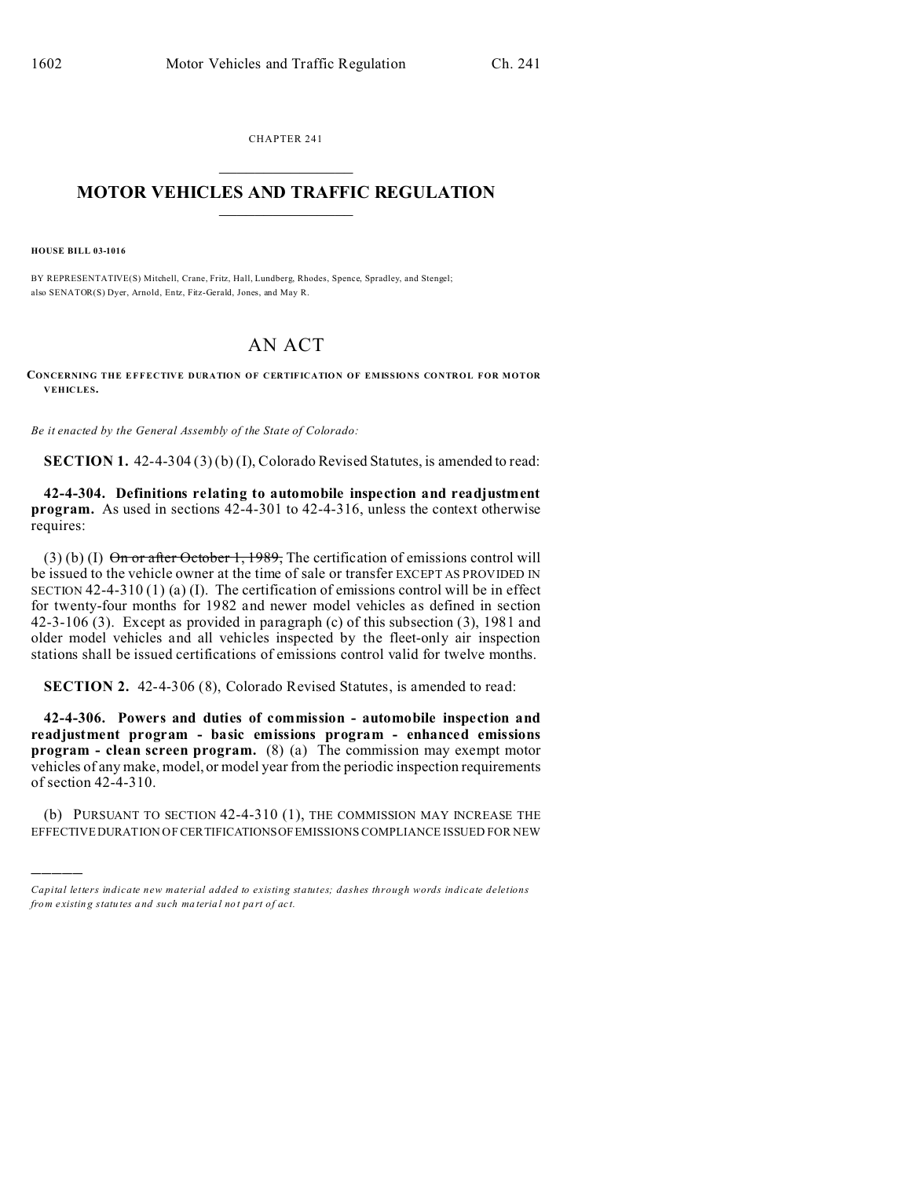CHAPTER 241

# MOTOR VEHICLES AND TRAFFIC REGULATION

**HOUSE BILL 03-1016**

BY REPRESENTATIVE(S) Mitchell, Crane, Fritz, Hall, Lundberg, Rhodes, Spence, Spradley, and Stengel;
also SENATOR(S) Dyer, Arnold, Entz, Fitz-Gerald, Jones, and May R.

## AN ACT

**CONCERNING THE EFFECTIVE DURATION OF CERTIFICATION OF EMISSIONS CONTROL FOR MOTOR VEHICLES.**

*Be it enacted by the General Assembly of the State of Colorado:*

**SECTION 1.** 42-4-304 (3) (b) (I), Colorado Revised Statutes, is amended to read:

**42-4-304. Definitions relating to automobile inspection and readjustment program.** As used in sections 42-4-301 to 42-4-316, unless the context otherwise requires:

(3) (b) (I) ~~On or after October 1, 1989,~~ The certification of emissions control will be issued to the vehicle owner at the time of sale or transfer EXCEPT AS PROVIDED IN SECTION 42-4-310 (1) (a) (I). The certification of emissions control will be in effect for twenty-four months for 1982 and newer model vehicles as defined in section 42-3-106 (3). Except as provided in paragraph (c) of this subsection (3), 1981 and older model vehicles and all vehicles inspected by the fleet-only air inspection stations shall be issued certifications of emissions control valid for twelve months.

**SECTION 2.** 42-4-306 (8), Colorado Revised Statutes, is amended to read:

**42-4-306. Powers and duties of commission - automobile inspection and readjustment program - basic emissions program - enhanced emissions program - clean screen program.** (8) (a) The commission may exempt motor vehicles of any make, model, or model year from the periodic inspection requirements of section 42-4-310.

(b) PURSUANT TO SECTION 42-4-310 (1), THE COMMISSION MAY INCREASE THE EFFECTIVE DURATION OF CERTIFICATIONS OF EMISSIONS COMPLIANCE ISSUED FOR NEW

---

*Capital letters indicate new material added to existing statutes; dashes through words indicate deletions from existing statutes and such material not part of act.*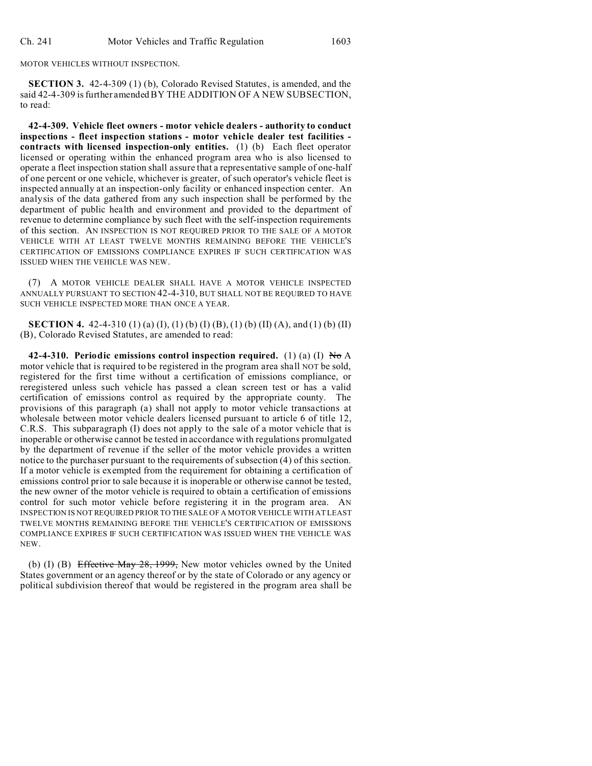MOTOR VEHICLES WITHOUT INSPECTION.

**SECTION 3.** 42-4-309 (1) (b), Colorado Revised Statutes, is amended, and the said 42-4-309 is further amended BY THE ADDITION OF A NEW SUBSECTION, to read:

**42-4-309. Vehicle fleet owners - motor vehicle dealers - authority to conduct inspections - fleet inspection stations - motor vehicle dealer test facilities - contracts with licensed inspection-only entities.** (1) (b) Each fleet operator licensed or operating within the enhanced program area who is also licensed to operate a fleet inspection station shall assure that a representative sample of one-half of one percent or one vehicle, whichever is greater, of such operator's vehicle fleet is inspected annually at an inspection-only facility or enhanced inspection center. An analysis of the data gathered from any such inspection shall be performed by the department of public health and environment and provided to the department of revenue to determine compliance by such fleet with the self-inspection requirements of this section. AN INSPECTION IS NOT REQUIRED PRIOR TO THE SALE OF A MOTOR VEHICLE WITH AT LEAST TWELVE MONTHS REMAINING BEFORE THE VEHICLE'S CERTIFICATION OF EMISSIONS COMPLIANCE EXPIRES IF SUCH CERTIFICATION WAS ISSUED WHEN THE VEHICLE WAS NEW.

(7) A MOTOR VEHICLE DEALER SHALL HAVE A MOTOR VEHICLE INSPECTED ANNUALLY PURSUANT TO SECTION 42-4-310, BUT SHALL NOT BE REQUIRED TO HAVE SUCH VEHICLE INSPECTED MORE THAN ONCE A YEAR.

**SECTION 4.** 42-4-310 (1) (a) (I), (1) (b) (I) (B), (1) (b) (II) (A), and (1) (b) (II) (B), Colorado Revised Statutes, are amended to read:

**42-4-310. Periodic emissions control inspection required.** (1) (a) (I) ~~No~~ A motor vehicle that is required to be registered in the program area shall NOT be sold, registered for the first time without a certification of emissions compliance, or reregistered unless such vehicle has passed a clean screen test or has a valid certification of emissions control as required by the appropriate county. The provisions of this paragraph (a) shall not apply to motor vehicle transactions at wholesale between motor vehicle dealers licensed pursuant to article 6 of title 12, C.R.S. This subparagraph (I) does not apply to the sale of a motor vehicle that is inoperable or otherwise cannot be tested in accordance with regulations promulgated by the department of revenue if the seller of the motor vehicle provides a written notice to the purchaser pursuant to the requirements of subsection (4) of this section. If a motor vehicle is exempted from the requirement for obtaining a certification of emissions control prior to sale because it is inoperable or otherwise cannot be tested, the new owner of the motor vehicle is required to obtain a certification of emissions control for such motor vehicle before registering it in the program area. AN INSPECTION IS NOT REQUIRED PRIOR TO THE SALE OF A MOTOR VEHICLE WITH AT LEAST TWELVE MONTHS REMAINING BEFORE THE VEHICLE'S CERTIFICATION OF EMISSIONS COMPLIANCE EXPIRES IF SUCH CERTIFICATION WAS ISSUED WHEN THE VEHICLE WAS NEW.

(b) (I) (B) ~~Effective May 28, 1999,~~ New motor vehicles owned by the United States government or an agency thereof or by the state of Colorado or any agency or political subdivision thereof that would be registered in the program area shall be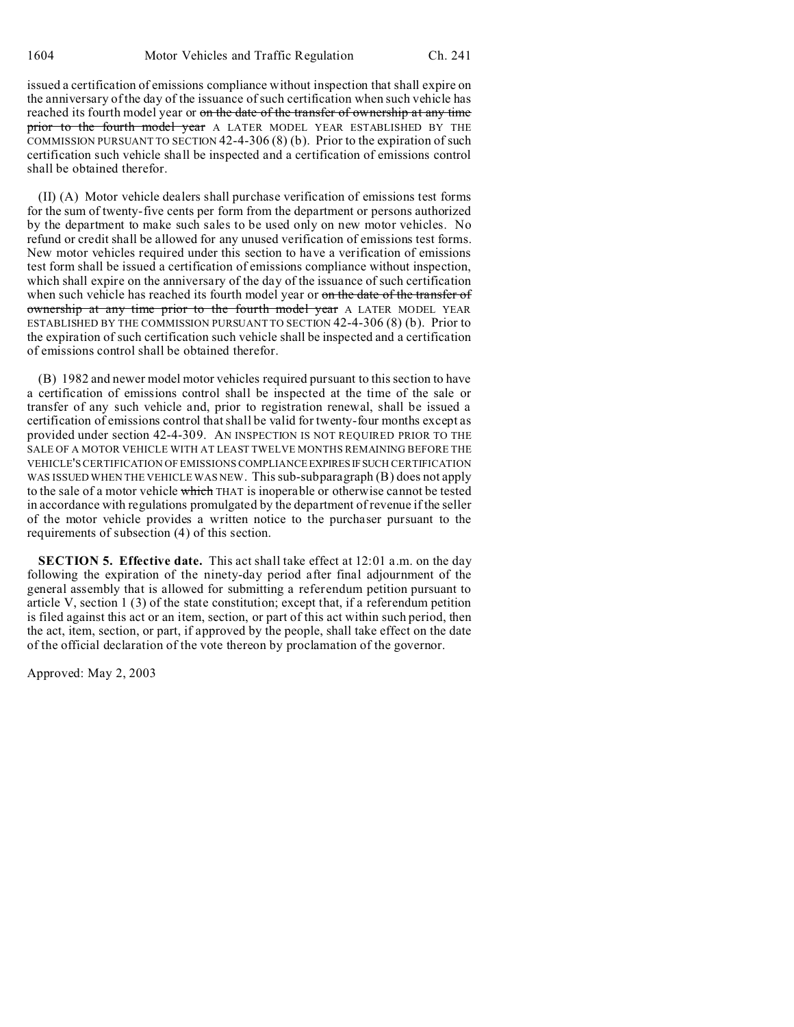issued a certification of emissions compliance without inspection that shall expire on the anniversary of the day of the issuance of such certification when such vehicle has reached its fourth model year or ~~on the date of the transfer of ownership at any time prior to the fourth model year~~ A LATER MODEL YEAR ESTABLISHED BY THE COMMISSION PURSUANT TO SECTION 42-4-306 (8) (b). Prior to the expiration of such certification such vehicle shall be inspected and a certification of emissions control shall be obtained therefor.

(II) (A) Motor vehicle dealers shall purchase verification of emissions test forms for the sum of twenty-five cents per form from the department or persons authorized by the department to make such sales to be used only on new motor vehicles. No refund or credit shall be allowed for any unused verification of emissions test forms. New motor vehicles required under this section to have a verification of emissions test form shall be issued a certification of emissions compliance without inspection, which shall expire on the anniversary of the day of the issuance of such certification when such vehicle has reached its fourth model year or ~~on the date of the transfer of ownership at any time prior to the fourth model year~~ A LATER MODEL YEAR ESTABLISHED BY THE COMMISSION PURSUANT TO SECTION 42-4-306 (8) (b). Prior to the expiration of such certification such vehicle shall be inspected and a certification of emissions control shall be obtained therefor.

(B) 1982 and newer model motor vehicles required pursuant to this section to have a certification of emissions control shall be inspected at the time of the sale or transfer of any such vehicle and, prior to registration renewal, shall be issued a certification of emissions control that shall be valid for twenty-four months except as provided under section 42-4-309. AN INSPECTION IS NOT REQUIRED PRIOR TO THE SALE OF A MOTOR VEHICLE WITH AT LEAST TWELVE MONTHS REMAINING BEFORE THE VEHICLE'S CERTIFICATION OF EMISSIONS COMPLIANCE EXPIRES IF SUCH CERTIFICATION WAS ISSUED WHEN THE VEHICLE WAS NEW. This sub-subparagraph (B) does not apply to the sale of a motor vehicle ~~which~~ THAT is inoperable or otherwise cannot be tested in accordance with regulations promulgated by the department of revenue if the seller of the motor vehicle provides a written notice to the purchaser pursuant to the requirements of subsection (4) of this section.

**SECTION 5. Effective date.** This act shall take effect at 12:01 a.m. on the day following the expiration of the ninety-day period after final adjournment of the general assembly that is allowed for submitting a referendum petition pursuant to article V, section 1 (3) of the state constitution; except that, if a referendum petition is filed against this act or an item, section, or part of this act within such period, then the act, item, section, or part, if approved by the people, shall take effect on the date of the official declaration of the vote thereon by proclamation of the governor.

Approved: May 2, 2003